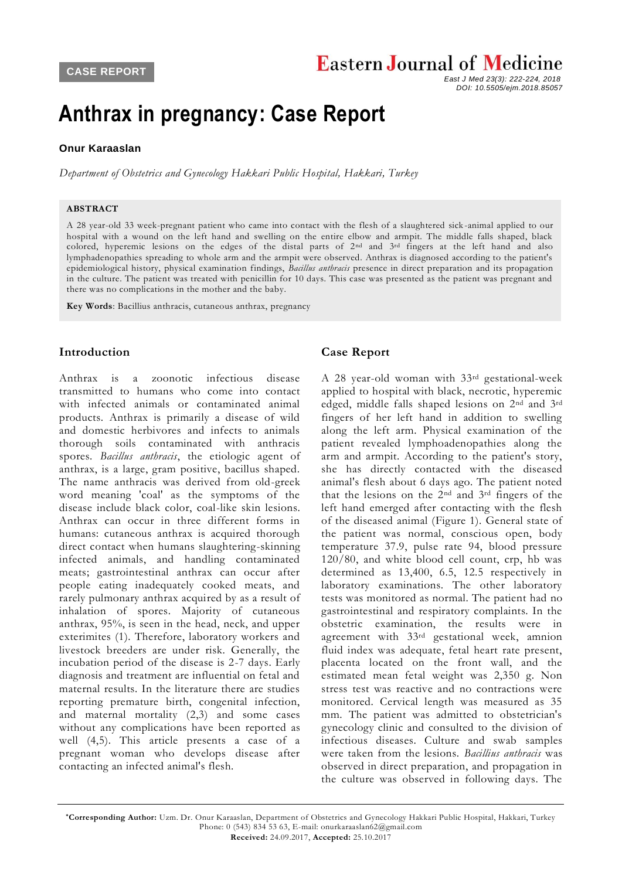CASE REPORT

# Anthrax in pregnancy: Case Report

**Onur Karaaslan**

*Department of Obstetrics and Gynecology Hakkari Public Hospital, Hakkari, Turkey*

**ABSTRACT**

A 28 year-old 33 week-pregnant patient who came into contact with the flesh of a slaughtered sick-animal applied to our hospital with a wound on the left hand and swelling on the entire elbow and armpit. The middle falls shaped, black colored, hyperemic lesions on the edges of the distal parts of 2nd and 3rd fingers at the left hand and also lymphadenopathies spreading to whole arm and the armpit were observed. Anthrax is diagnosed according to the patient's epidemiological history, physical examination findings, *Bacillus anthracis* presence in direct preparation and its propagation in the culture. The patient was treated with penicillin for 10 days. This case was presented as the patient was pregnant and there was no complications in the mother and the baby.

**Key Words**: Bacillius anthracis, cutaneous anthrax, pregnancy

## Introduction

Anthrax is a zoonotic infectious disease transmitted to humans who come into contact with infected animals or contaminated animal products. Anthrax is primarily a disease of wild and domestic herbivores and infects to animals thorough soils contaminated with anthracis spores. *Bacillus anthracis*, the etiologic agent of anthrax, is a large, gram positive, bacillus shaped. The name anthracis was derived from old-greek word meaning 'coal' as the symptoms of the disease include black color, coal-like skin lesions. Anthrax can occur in three different forms in humans: cutaneous anthrax is acquired thorough direct contact when humans slaughtering-skinning infected animals, and handling contaminated meats; gastrointestinal anthrax can occur after people eating inadequately cooked meats, and rarely pulmonary anthrax acquired by as a result of inhalation of spores. Majority of cutaneous anthrax, 95%, is seen in the head, neck, and upper exterimites (1). Therefore, laboratory workers and livestock breeders are under risk. Generally, the incubation period of the disease is 2-7 days. Early diagnosis and treatment are influential on fetal and maternal results. In the literature there are studies reporting premature birth, congenital infection, and maternal mortality (2,3) and some cases without any complications have been reported as well (4,5). This article presents a case of a pregnant woman who develops disease after contacting an infected animal's flesh.

## Case Report

A 28 year-old woman with 33rd gestational-week applied to hospital with black, necrotic, hyperemic edged, middle falls shaped lesions on 2nd and 3rd fingers of her left hand in addition to swelling along the left arm. Physical examination of the patient revealed lymphoadenopathies along the arm and armpit. According to the patient's story, she has directly contacted with the diseased animal's flesh about 6 days ago. The patient noted that the lesions on the 2nd and 3rd fingers of the left hand emerged after contacting with the flesh of the diseased animal (Figure 1). General state of the patient was normal, conscious open, body temperature 37.9, pulse rate 94, blood pressure 120/80, and white blood cell count, crp, hb was determined as 13,400, 6.5, 12.5 respectively in laboratory examinations. The other laboratory tests was monitored as normal. The patient had no gastrointestinal and respiratory complaints. In the obstetric examination, the results were in agreement with 33rd gestational week, amnion fluid index was adequate, fetal heart rate present, placenta located on the front wall, and the estimated mean fetal weight was 2,350 g. Non stress test was reactive and no contractions were monitored. Cervical length was measured as 35 mm. The patient was admitted to obstetrician's gynecology clinic and consulted to the division of infectious diseases. Culture and swab samples were taken from the lesions. *Bacillius anthracis* was observed in direct preparation, and propagation in the culture was observed in following days. The

*Corresponding Author: Uzm. Dr. Onur Karaaslan, Department of Obstetrics and Gynecology Hakkari Public Hospital, Hakkari, Turkey
Phone: 0 (543) 834 53 63, E-mail: onurkaraaslan62@gmail.com
**Received:** 24.09.2017, **Accepted:** 25.10.2017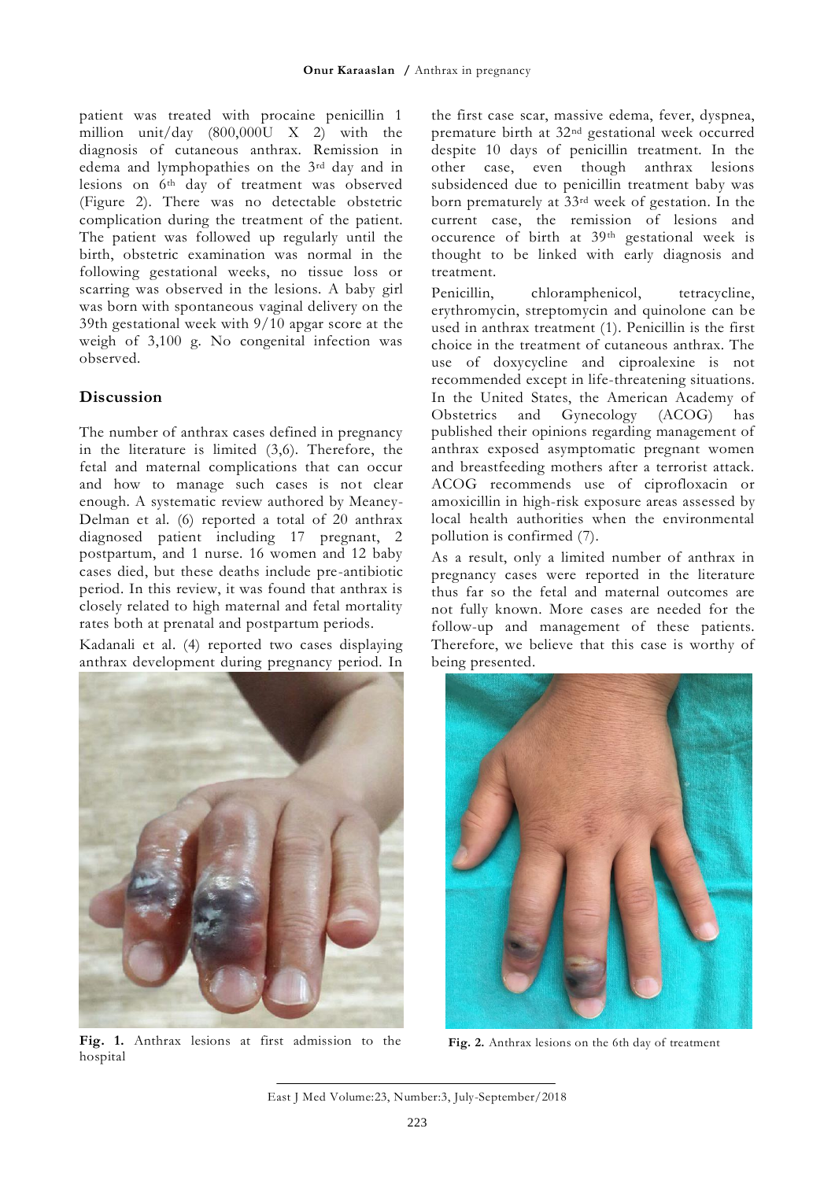patient was treated with procaine penicillin 1 million unit/day (800,000U X 2) with the diagnosis of cutaneous anthrax. Remission in edema and lymphopathies on the 3rd day and in lesions on 6th day of treatment was observed (Figure 2). There was no detectable obstetric complication during the treatment of the patient. The patient was followed up regularly until the birth, obstetric examination was normal in the following gestational weeks, no tissue loss or scarring was observed in the lesions. A baby girl was born with spontaneous vaginal delivery on the 39th gestational week with 9/10 apgar score at the weigh of 3,100 g. No congenital infection was observed.

## Discussion

The number of anthrax cases defined in pregnancy in the literature is limited (3,6). Therefore, the fetal and maternal complications that can occur and how to manage such cases is not clear enough. A systematic review authored by Meaney-Delman et al. (6) reported a total of 20 anthrax diagnosed patient including 17 pregnant, 2 postpartum, and 1 nurse. 16 women and 12 baby cases died, but these deaths include pre-antibiotic period. In this review, it was found that anthrax is closely related to high maternal and fetal mortality rates both at prenatal and postpartum periods.

Kadanali et al. (4) reported two cases displaying anthrax development during pregnancy period. In the first case scar, massive edema, fever, dyspnea, premature birth at 32nd gestational week occurred despite 10 days of penicillin treatment. In the other case, even though anthrax lesions subsidenced due to penicillin treatment baby was born prematurely at 33rd week of gestation. In the current case, the remission of lesions and occurence of birth at 39th gestational week is thought to be linked with early diagnosis and treatment.

Penicillin, chloramphenicol, tetracycline, erythromycin, streptomycin and quinolone can be used in anthrax treatment (1). Penicillin is the first choice in the treatment of cutaneous anthrax. The use of doxycycline and ciproalexine is not recommended except in life-threatening situations. In the United States, the American Academy of Obstetrics and Gynecology (ACOG) has published their opinions regarding management of anthrax exposed asymptomatic pregnant women and breastfeeding mothers after a terrorist attack. ACOG recommends use of ciprofloxacin or amoxicillin in high-risk exposure areas assessed by local health authorities when the environmental pollution is confirmed (7).

As a result, only a limited number of anthrax in pregnancy cases were reported in the literature thus far so the fetal and maternal outcomes are not fully known. More cases are needed for the follow-up and management of these patients. Therefore, we believe that this case is worthy of being presented.

**Fig. 1.** Anthrax lesions at first admission to the hospital

**Fig. 2.** Anthrax lesions on the 6th day of treatment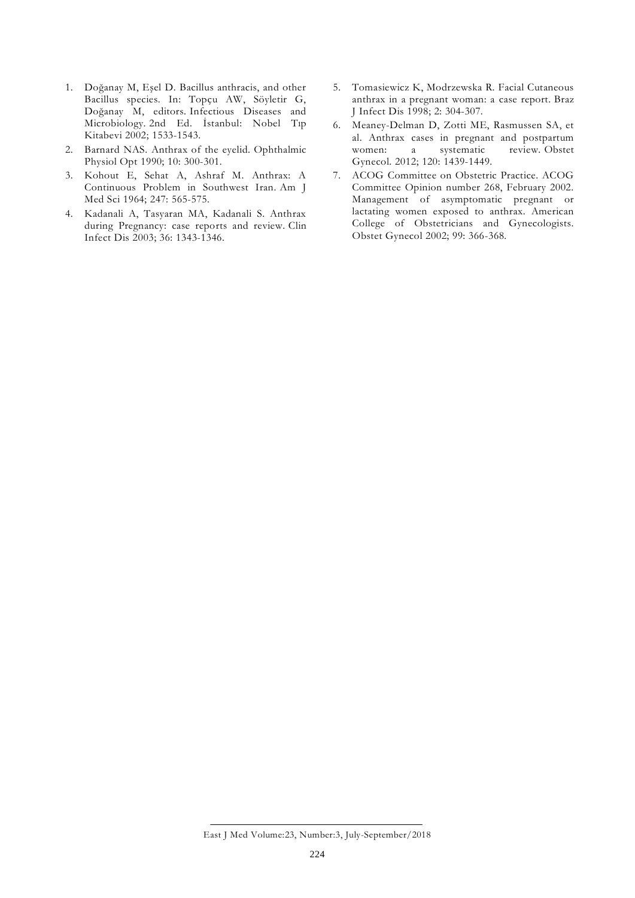1. Doğanay M, Eşel D. Bacillus anthracis, and other Bacillus species. In: Topçu AW, Söyletir G, Doğanay M, editors. Infectious Diseases and Microbiology. 2nd Ed. İstanbul: Nobel Tıp Kitabevi 2002; 1533-1543.
2. Barnard NAS. Anthrax of the eyelid. Ophthalmic Physiol Opt 1990; 10: 300-301.
3. Kohout E, Sehat A, Ashraf M. Anthrax: A Continuous Problem in Southwest Iran. Am J Med Sci 1964; 247: 565-575.
4. Kadanali A, Tasyaran MA, Kadanali S. Anthrax during Pregnancy: case reports and review. Clin Infect Dis 2003; 36: 1343-1346.
5. Tomasiewicz K, Modrzewska R. Facial Cutaneous anthrax in a pregnant woman: a case report. Braz J Infect Dis 1998; 2: 304-307.
6. Meaney-Delman D, Zotti ME, Rasmussen SA, et al. Anthrax cases in pregnant and postpartum women: a systematic review. Obstet Gynecol. 2012; 120: 1439-1449.
7. ACOG Committee on Obstetric Practice. ACOG Committee Opinion number 268, February 2002. Management of asymptomatic pregnant or lactating women exposed to anthrax. American College of Obstetricians and Gynecologists. Obstet Gynecol 2002; 99: 366-368.